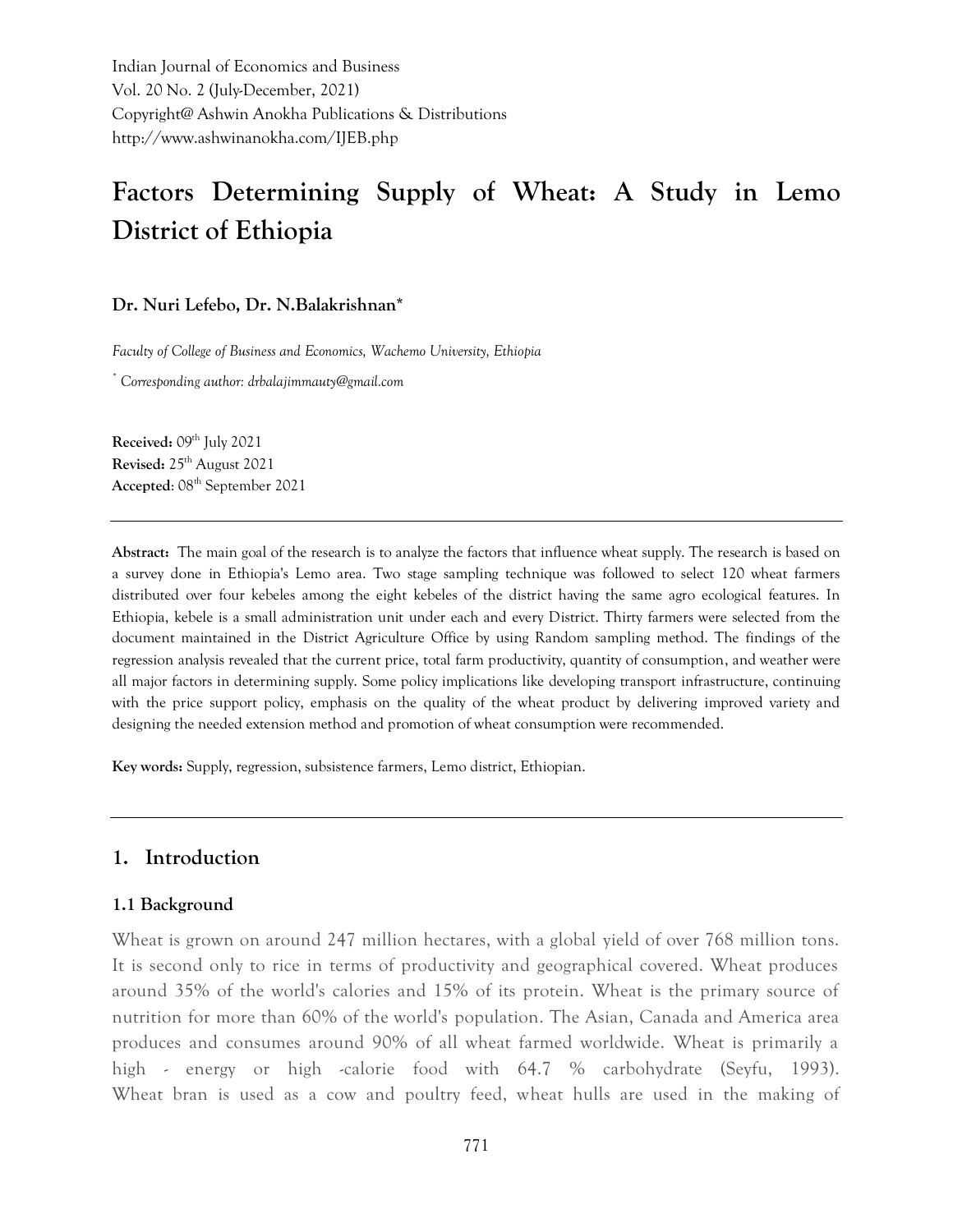Indian Journal of Economics and Business
Vol. 20 No. 2 (July-December, 2021)
Copyright@ Ashwin Anokha Publications & Distributions
http://www.ashwinanokha.com/IJEB.php

# Factors Determining Supply of Wheat: A Study in Lemo District of Ethiopia

**Dr. Nuri Lefebo, Dr. N.Balakrishnan***

*Faculty of College of Business and Economics, Wachemo University, Ethiopia*

*[*] Corresponding author: drbalajimmauty@gmail.com*

**Received:** 09th July 2021
**Revised:** 25th August 2021
**Accepted**: 08th September 2021

---

**Abstract:** The main goal of the research is to analyze the factors that influence wheat supply. The research is based on a survey done in Ethiopia's Lemo area. Two stage sampling technique was followed to select 120 wheat farmers distributed over four kebeles among the eight kebeles of the district having the same agro ecological features. In Ethiopia, kebele is a small administration unit under each and every District. Thirty farmers were selected from the document maintained in the District Agriculture Office by using Random sampling method. The findings of the regression analysis revealed that the current price, total farm productivity, quantity of consumption, and weather were all major factors in determining supply. Some policy implications like developing transport infrastructure, continuing with the price support policy, emphasis on the quality of the wheat product by delivering improved variety and designing the needed extension method and promotion of wheat consumption were recommended.

**Key words:** Supply, regression, subsistence farmers, Lemo district, Ethiopian.

---

## 1. Introduction

### 1.1 Background

Wheat is grown on around 247 million hectares, with a global yield of over 768 million tons. It is second only to rice in terms of productivity and geographical covered. Wheat produces around 35% of the world's calories and 15% of its protein. Wheat is the primary source of nutrition for more than 60% of the world's population. The Asian, Canada and America area produces and consumes around 90% of all wheat farmed worldwide. Wheat is primarily a high - energy or high -calorie food with 64.7 % carbohydrate (Seyfu, 1993). Wheat bran is used as a cow and poultry feed, wheat hulls are used in the making of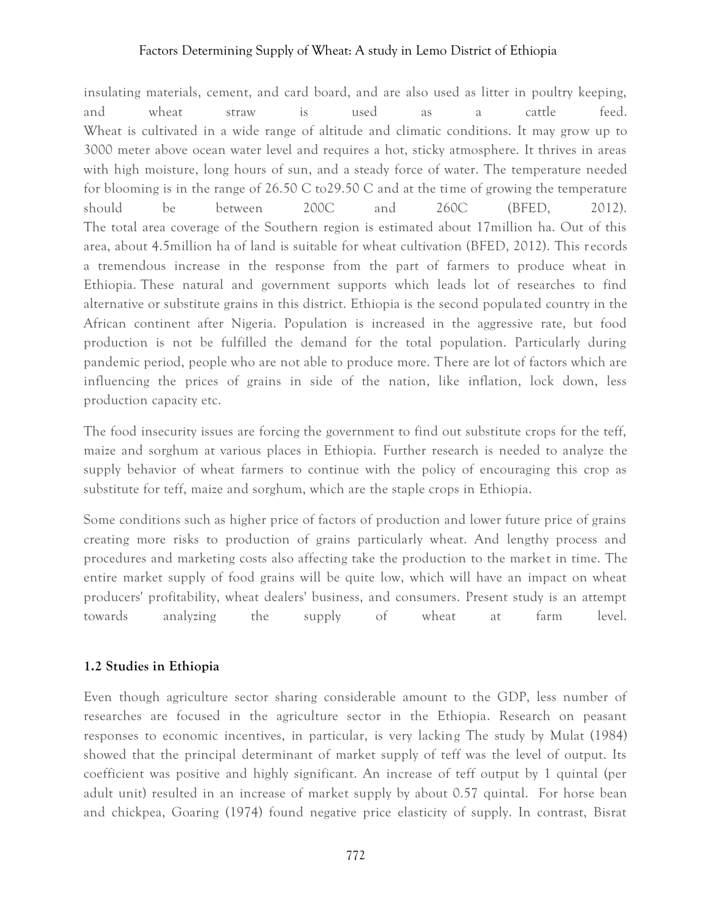insulating materials, cement, and card board, and are also used as litter in poultry keeping, and wheat straw is used as a cattle feed.
Wheat is cultivated in a wide range of altitude and climatic conditions. It may grow up to 3000 meter above ocean water level and requires a hot, sticky atmosphere. It thrives in areas with high moisture, long hours of sun, and a steady force of water. The temperature needed for blooming is in the range of 26.50 C to29.50 C and at the time of growing the temperature should be between 200C and 260C (BFED, 2012).
The total area coverage of the Southern region is estimated about 17million ha. Out of this area, about 4.5million ha of land is suitable for wheat cultivation (BFED, 2012). This records a tremendous increase in the response from the part of farmers to produce wheat in Ethiopia. These natural and government supports which leads lot of researches to find alternative or substitute grains in this district. Ethiopia is the second populated country in the African continent after Nigeria. Population is increased in the aggressive rate, but food production is not be fulfilled the demand for the total population. Particularly during pandemic period, people who are not able to produce more. There are lot of factors which are influencing the prices of grains in side of the nation, like inflation, lock down, less production capacity etc.

The food insecurity issues are forcing the government to find out substitute crops for the teff, maize and sorghum at various places in Ethiopia. Further research is needed to analyze the supply behavior of wheat farmers to continue with the policy of encouraging this crop as substitute for teff, maize and sorghum, which are the staple crops in Ethiopia.

Some conditions such as higher price of factors of production and lower future price of grains creating more risks to production of grains particularly wheat. And lengthy process and procedures and marketing costs also affecting take the production to the market in time. The entire market supply of food grains will be quite low, which will have an impact on wheat producers' profitability, wheat dealers' business, and consumers. Present study is an attempt towards analyzing the supply of wheat at farm level.

**1.2 Studies in Ethiopia**

Even though agriculture sector sharing considerable amount to the GDP, less number of researches are focused in the agriculture sector in the Ethiopia. Research on peasant responses to economic incentives, in particular, is very lacking The study by Mulat (1984) showed that the principal determinant of market supply of teff was the level of output. Its coefficient was positive and highly significant. An increase of teff output by 1 quintal (per adult unit) resulted in an increase of market supply by about 0.57 quintal. For horse bean and chickpea, Goaring (1974) found negative price elasticity of supply. In contrast, Bisrat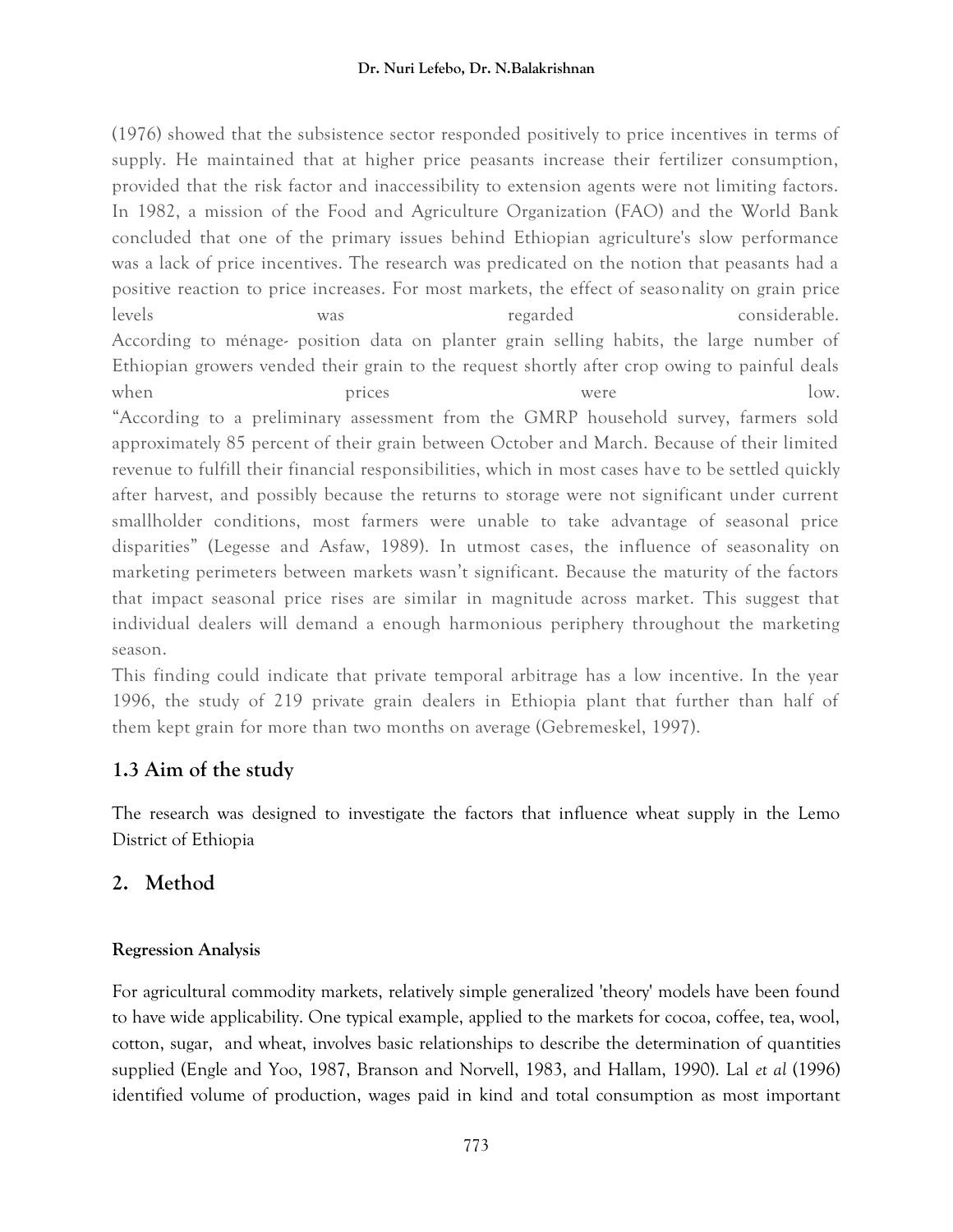(1976) showed that the subsistence sector responded positively to price incentives in terms of supply. He maintained that at higher price peasants increase their fertilizer consumption, provided that the risk factor and inaccessibility to extension agents were not limiting factors. In 1982, a mission of the Food and Agriculture Organization (FAO) and the World Bank concluded that one of the primary issues behind Ethiopian agriculture's slow performance was a lack of price incentives. The research was predicated on the notion that peasants had a positive reaction to price increases. For most markets, the effect of seasonality on grain price levels was regarded considerable.

According to ménage- position data on planter grain selling habits, the large number of Ethiopian growers vended their grain to the request shortly after crop owing to painful deals when prices were low.

"According to a preliminary assessment from the GMRP household survey, farmers sold approximately 85 percent of their grain between October and March. Because of their limited revenue to fulfill their financial responsibilities, which in most cases have to be settled quickly after harvest, and possibly because the returns to storage were not significant under current smallholder conditions, most farmers were unable to take advantage of seasonal price disparities" (Legesse and Asfaw, 1989). In utmost cases, the influence of seasonality on marketing perimeters between markets wasn't significant. Because the maturity of the factors that impact seasonal price rises are similar in magnitude across market. This suggest that individual dealers will demand a enough harmonious periphery throughout the marketing season.

This finding could indicate that private temporal arbitrage has a low incentive. In the year 1996, the study of 219 private grain dealers in Ethiopia plant that further than half of them kept grain for more than two months on average (Gebremeskel, 1997).

## 1.3 Aim of the study

The research was designed to investigate the factors that influence wheat supply in the Lemo District of Ethiopia

## 2. Method

### Regression Analysis

For agricultural commodity markets, relatively simple generalized 'theory' models have been found to have wide applicability. One typical example, applied to the markets for cocoa, coffee, tea, wool, cotton, sugar, and wheat, involves basic relationships to describe the determination of quantities supplied (Engle and Yoo, 1987, Branson and Norvell, 1983, and Hallam, 1990). Lal *et al* (1996) identified volume of production, wages paid in kind and total consumption as most important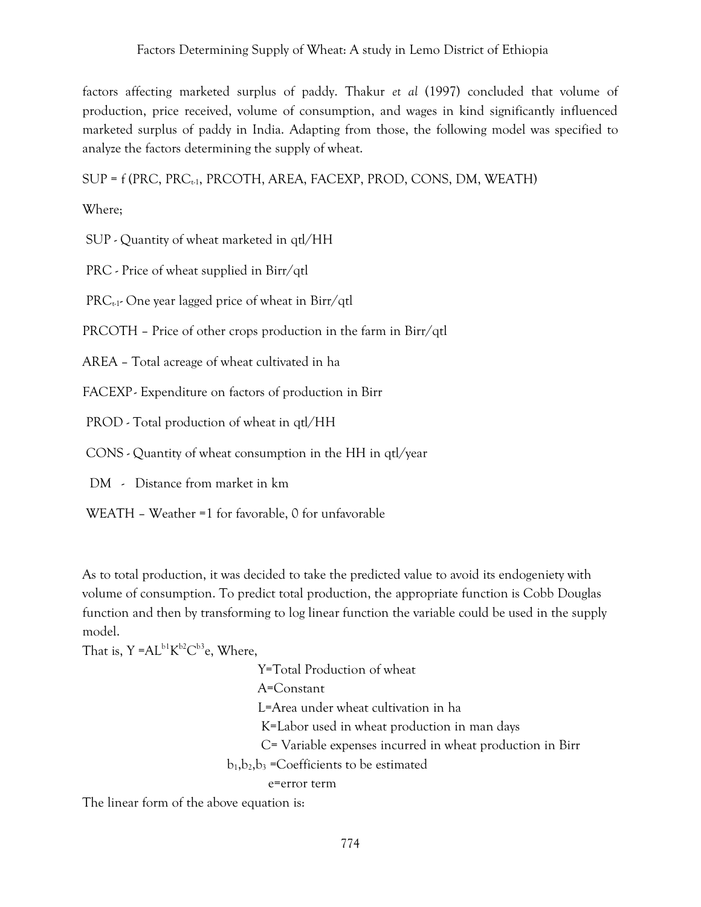factors affecting marketed surplus of paddy. Thakur *et al* (1997) concluded that volume of production, price received, volume of consumption, and wages in kind significantly influenced marketed surplus of paddy in India. Adapting from those, the following model was specified to analyze the factors determining the supply of wheat.

SUP = f (PRC, $PRC_{t-1}$, PRCOTH, AREA, FACEXP, PROD, CONS, DM, WEATH)

Where;

SUP - Quantity of wheat marketed in qtl/HH

PRC - Price of wheat supplied in Birr/qtl

$PRC_{t-1}$- One year lagged price of wheat in Birr/qtl

PRCOTH – Price of other crops production in the farm in Birr/qtl

AREA – Total acreage of wheat cultivated in ha

FACEXP- Expenditure on factors of production in Birr

PROD - Total production of wheat in qtl/HH

CONS - Quantity of wheat consumption in the HH in qtl/year

DM - Distance from market in km

WEATH – Weather =1 for favorable, 0 for unfavorable

As to total production, it was decided to take the predicted value to avoid its endogeniety with volume of consumption. To predict total production, the appropriate function is Cobb Douglas function and then by transforming to log linear function the variable could be used in the supply model.

That is, $Y = AL^{b1}K^{b2}C^{b3}e$, Where,

Y=Total Production of wheat

A=Constant

L=Area under wheat cultivation in ha

K=Labor used in wheat production in man days

C= Variable expenses incurred in wheat production in Birr

$b_1, b_2, b_3$ =Coefficients to be estimated

e=error term

The linear form of the above equation is: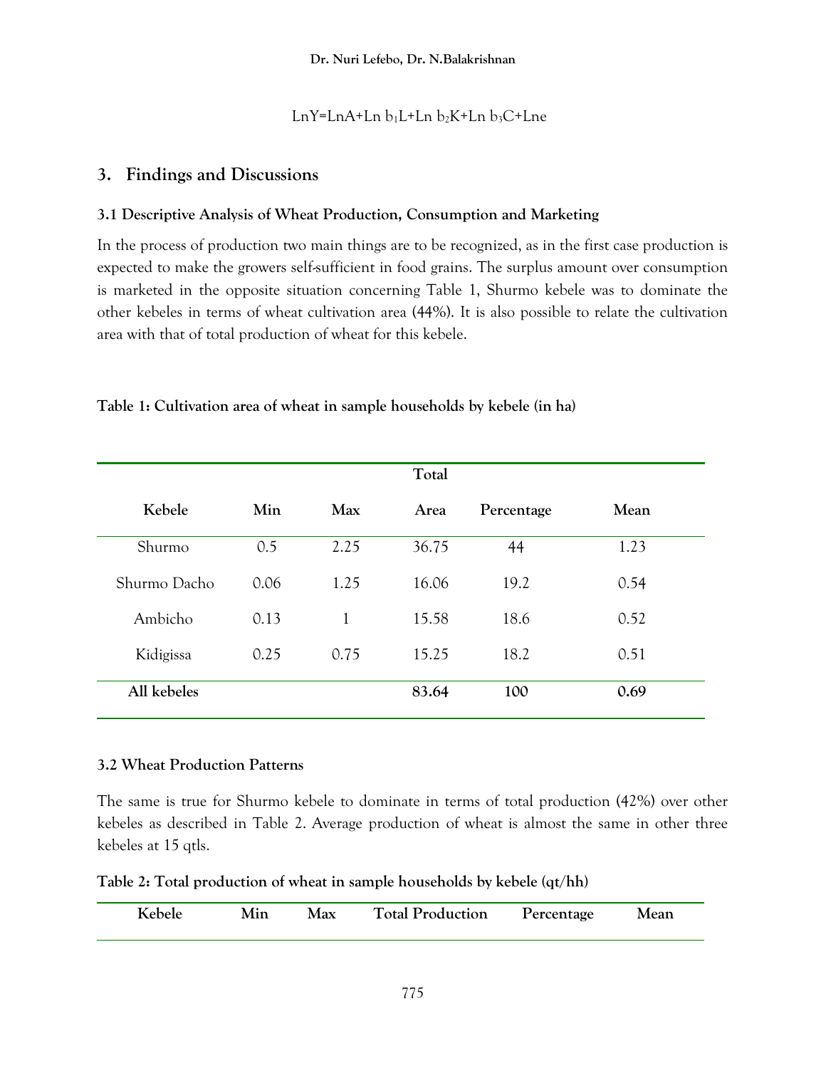$$LnY=LnA+Ln\ b_1L+Ln\ b_2K+Ln\ b_3C+Lne$$

## 3. Findings and Discussions

### 3.1 Descriptive Analysis of Wheat Production, Consumption and Marketing

In the process of production two main things are to be recognized, as in the first case production is expected to make the growers self-sufficient in food grains. The surplus amount over consumption is marketed in the opposite situation concerning Table 1, Shurmo kebele was to dominate the other kebeles in terms of wheat cultivation area (44%). It is also possible to relate the cultivation area with that of total production of wheat for this kebele.

**Table 1: Cultivation area of wheat in sample households by kebele (in ha)**

| Kebele | Min | Max | Total Area | Percentage | Mean |
|---|---|---|---|---|---|
| Shurmo | 0.5 | 2.25 | 36.75 | 44 | 1.23 |
| Shurmo Dacho | 0.06 | 1.25 | 16.06 | 19.2 | 0.54 |
| Ambicho | 0.13 | 1 | 15.58 | 18.6 | 0.52 |
| Kidigissa | 0.25 | 0.75 | 15.25 | 18.2 | 0.51 |
| **All kebeles** | | | **83.64** | **100** | **0.69** |

### 3.2 Wheat Production Patterns

The same is true for Shurmo kebele to dominate in terms of total production (42%) over other kebeles as described in Table 2. Average production of wheat is almost the same in other three kebeles at 15 qtls.

**Table 2: Total production of wheat in sample households by kebele (qt/hh)**

| Kebele | Min | Max | Total Production | Percentage | Mean |
|---|---|---|---|---|---|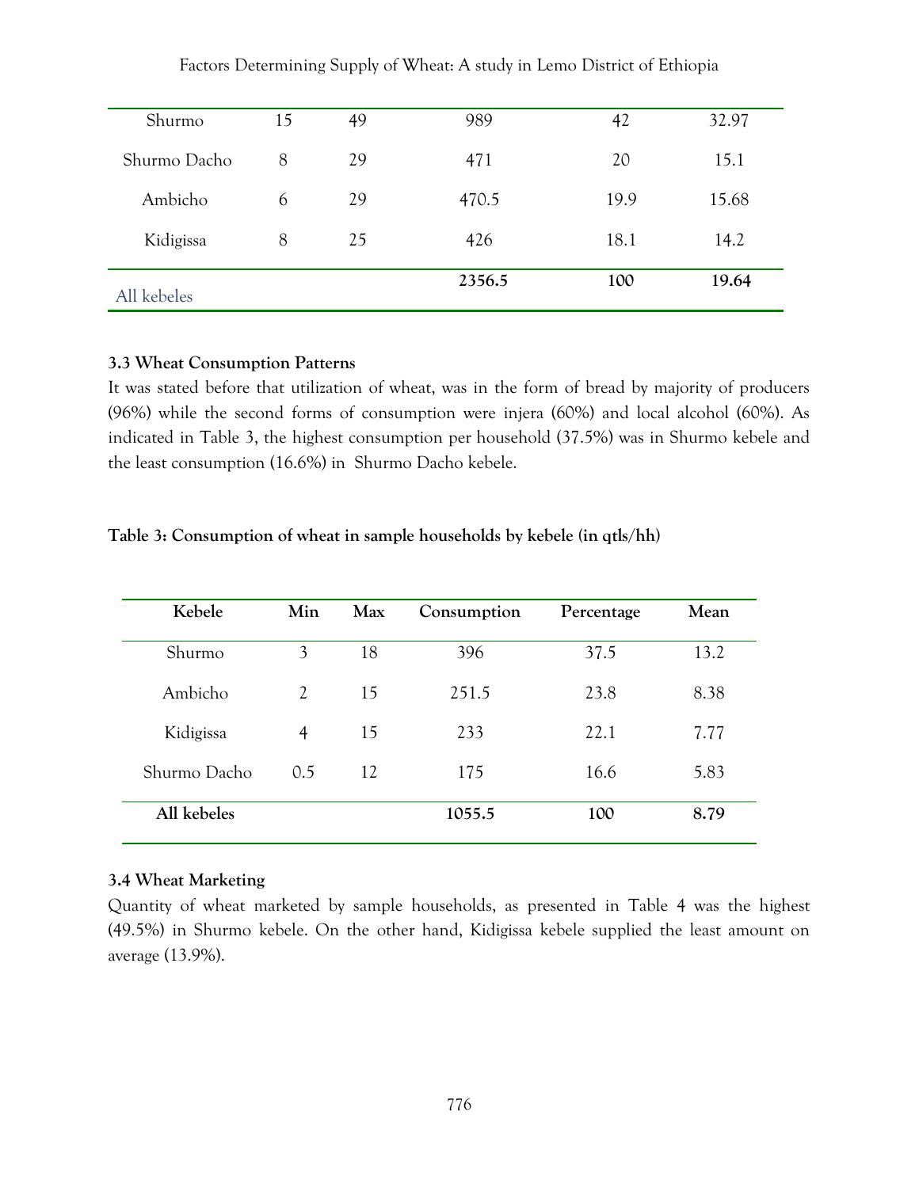| | | | | | |
|---|---|---|---|---|---|
| Shurmo | 15 | 49 | 989 | 42 | 32.97 |
| Shurmo Dacho | 8 | 29 | 471 | 20 | 15.1 |
| Ambicho | 6 | 29 | 470.5 | 19.9 | 15.68 |
| Kidigissa | 8 | 25 | 426 | 18.1 | 14.2 |
| All kebeles | | | **2356.5** | **100** | **19.64** |

### 3.3 Wheat Consumption Patterns

It was stated before that utilization of wheat, was in the form of bread by majority of producers (96%) while the second forms of consumption were injera (60%) and local alcohol (60%). As indicated in Table 3, the highest consumption per household (37.5%) was in Shurmo kebele and the least consumption (16.6%) in Shurmo Dacho kebele.

**Table 3: Consumption of wheat in sample households by kebele (in qtls/hh)**

| Kebele | Min | Max | Consumption | Percentage | Mean |
|---|---|---|---|---|---|
| Shurmo | 3 | 18 | 396 | 37.5 | 13.2 |
| Ambicho | 2 | 15 | 251.5 | 23.8 | 8.38 |
| Kidigissa | 4 | 15 | 233 | 22.1 | 7.77 |
| Shurmo Dacho | 0.5 | 12 | 175 | 16.6 | 5.83 |
| **All kebeles** | | | **1055.5** | **100** | **8.79** |

### 3.4 Wheat Marketing

Quantity of wheat marketed by sample households, as presented in Table 4 was the highest (49.5%) in Shurmo kebele. On the other hand, Kidigissa kebele supplied the least amount on average (13.9%).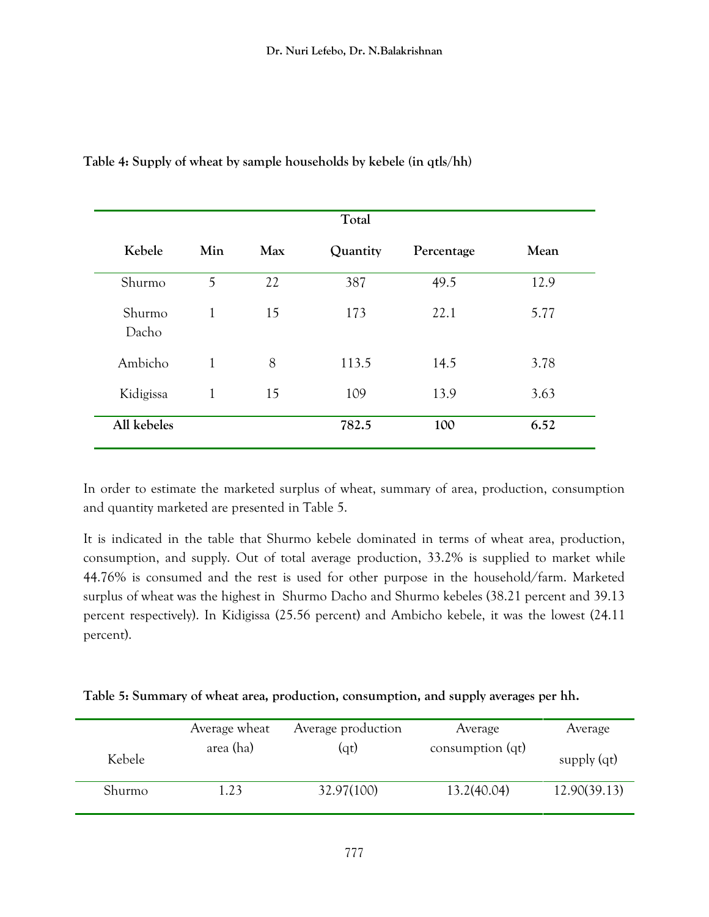**Table 4: Supply of wheat by sample households by kebele (in qtls/hh)**

| Kebele | Min | Max | Total Quantity | Percentage | Mean |
|---|---|---|---|---|---|
| Shurmo | 5 | 22 | 387 | 49.5 | 12.9 |
| Shurmo Dacho | 1 | 15 | 173 | 22.1 | 5.77 |
| Ambicho | 1 | 8 | 113.5 | 14.5 | 3.78 |
| Kidigissa | 1 | 15 | 109 | 13.9 | 3.63 |
| **All kebeles** | | | **782.5** | **100** | **6.52** |

In order to estimate the marketed surplus of wheat, summary of area, production, consumption and quantity marketed are presented in Table 5.

It is indicated in the table that Shurmo kebele dominated in terms of wheat area, production, consumption, and supply. Out of total average production, 33.2% is supplied to market while 44.76% is consumed and the rest is used for other purpose in the household/farm. Marketed surplus of wheat was the highest in Shurmo Dacho and Shurmo kebeles (38.21 percent and 39.13 percent respectively). In Kidigissa (25.56 percent) and Ambicho kebele, it was the lowest (24.11 percent).

**Table 5: Summary of wheat area, production, consumption, and supply averages per hh.**

| Kebele | Average wheat area (ha) | Average production (qt) | Average consumption (qt) | Average supply (qt) |
|---|---|---|---|---|
| Shurmo | 1.23 | 32.97(100) | 13.2(40.04) | 12.90(39.13) |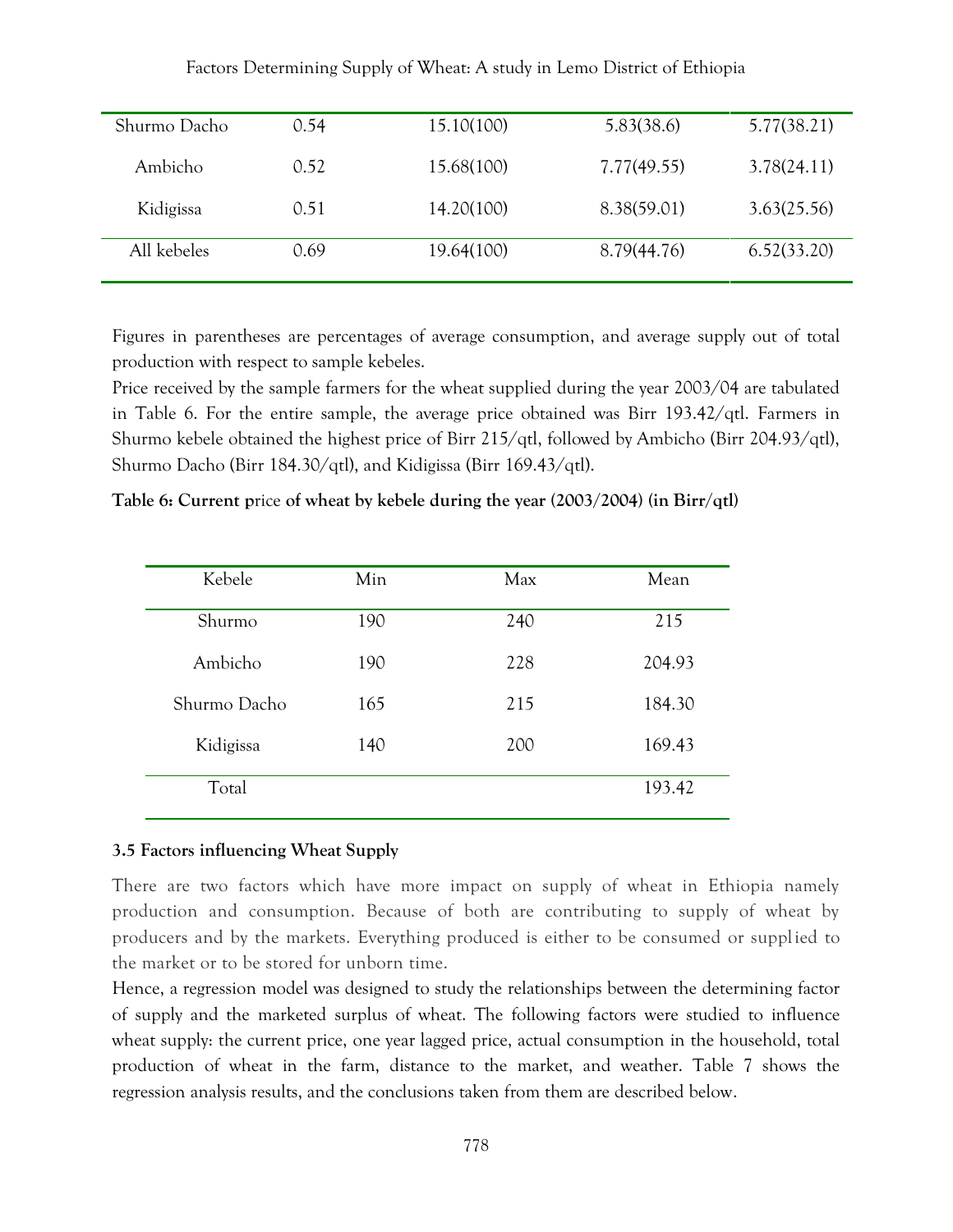| Shurmo Dacho | 0.54 | 15.10(100) | 5.83(38.6) | 5.77(38.21) |
|---|---|---|---|---|
| Ambicho | 0.52 | 15.68(100) | 7.77(49.55) | 3.78(24.11) |
| Kidigissa | 0.51 | 14.20(100) | 8.38(59.01) | 3.63(25.56) |
| All kebeles | 0.69 | 19.64(100) | 8.79(44.76) | 6.52(33.20) |

Figures in parentheses are percentages of average consumption, and average supply out of total production with respect to sample kebeles.

Price received by the sample farmers for the wheat supplied during the year 2003/04 are tabulated in Table 6. For the entire sample, the average price obtained was Birr 193.42/qtl. Farmers in Shurmo kebele obtained the highest price of Birr 215/qtl, followed by Ambicho (Birr 204.93/qtl), Shurmo Dacho (Birr 184.30/qtl), and Kidigissa (Birr 169.43/qtl).

**Table 6: Current price of wheat by kebele during the year (2003/2004) (in Birr/qtl)**

| Kebele | Min | Max | Mean |
|---|---|---|---|
| Shurmo | 190 | 240 | 215 |
| Ambicho | 190 | 228 | 204.93 |
| Shurmo Dacho | 165 | 215 | 184.30 |
| Kidigissa | 140 | 200 | 169.43 |
| Total | | | 193.42 |

### 3.5 Factors influencing Wheat Supply

There are two factors which have more impact on supply of wheat in Ethiopia namely production and consumption. Because of both are contributing to supply of wheat by producers and by the markets. Everything produced is either to be consumed or supplied to the market or to be stored for unborn time.

Hence, a regression model was designed to study the relationships between the determining factor of supply and the marketed surplus of wheat. The following factors were studied to influence wheat supply: the current price, one year lagged price, actual consumption in the household, total production of wheat in the farm, distance to the market, and weather. Table 7 shows the regression analysis results, and the conclusions taken from them are described below.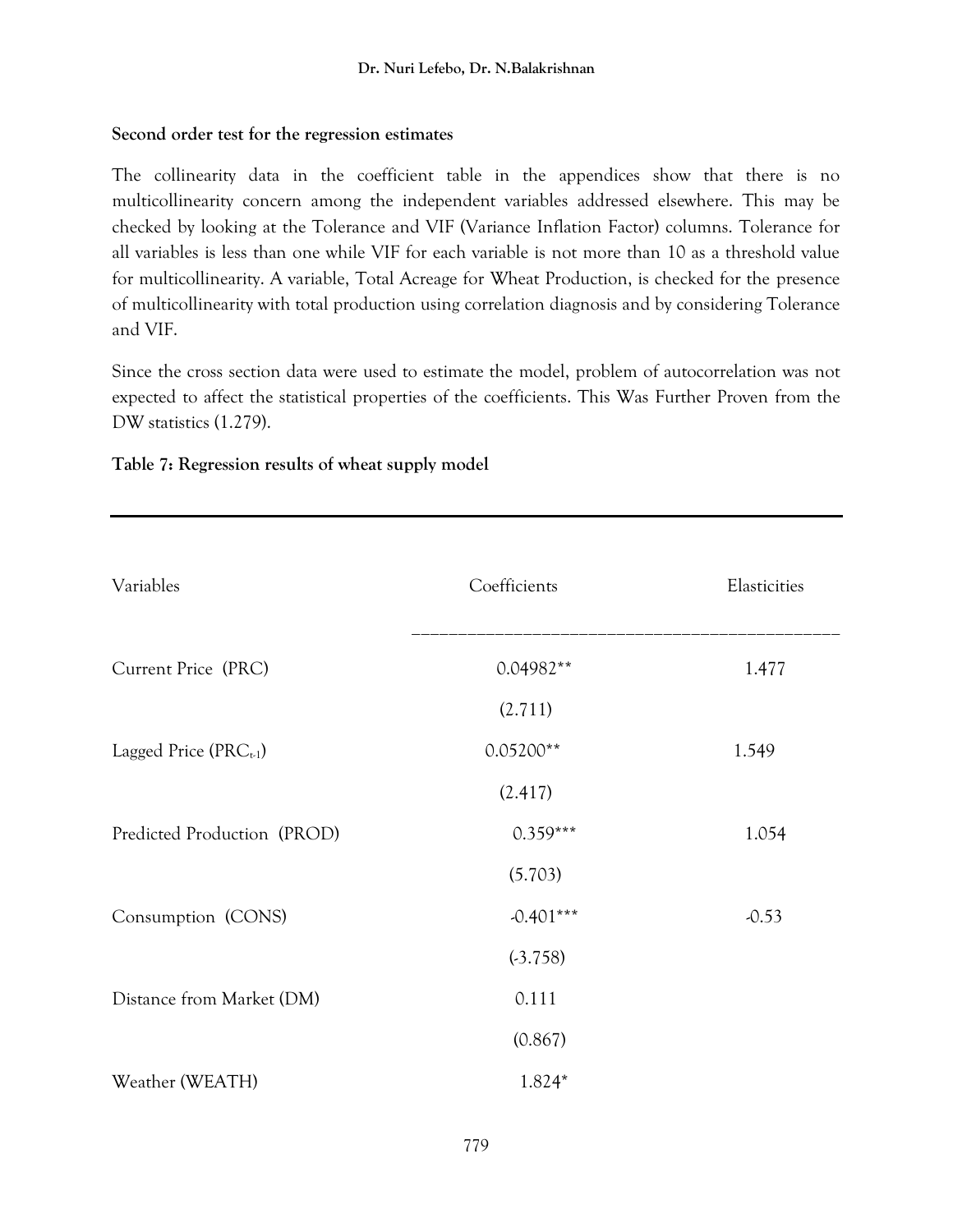**Second order test for the regression estimates**

The collinearity data in the coefficient table in the appendices show that there is no multicollinearity concern among the independent variables addressed elsewhere. This may be checked by looking at the Tolerance and VIF (Variance Inflation Factor) columns. Tolerance for all variables is less than one while VIF for each variable is not more than 10 as a threshold value for multicollinearity. A variable, Total Acreage for Wheat Production, is checked for the presence of multicollinearity with total production using correlation diagnosis and by considering Tolerance and VIF.

Since the cross section data were used to estimate the model, problem of autocorrelation was not expected to affect the statistical properties of the coefficients. This Was Further Proven from the DW statistics (1.279).

**Table 7: Regression results of wheat supply model**

| Variables | Coefficients | Elasticities |
|---|---|---|
| Current Price (PRC) | 0.04982** | 1.477 |
| | (2.711) | |
| Lagged Price ($PRC_{t-1}$) | 0.05200** | 1.549 |
| | (2.417) | |
| Predicted Production (PROD) | 0.359*** | 1.054 |
| | (5.703) | |
| Consumption (CONS) | -0.401*** | -0.53 |
| | (-3.758) | |
| Distance from Market (DM) | 0.111 | |
| | (0.867) | |
| Weather (WEATH) | 1.824* | |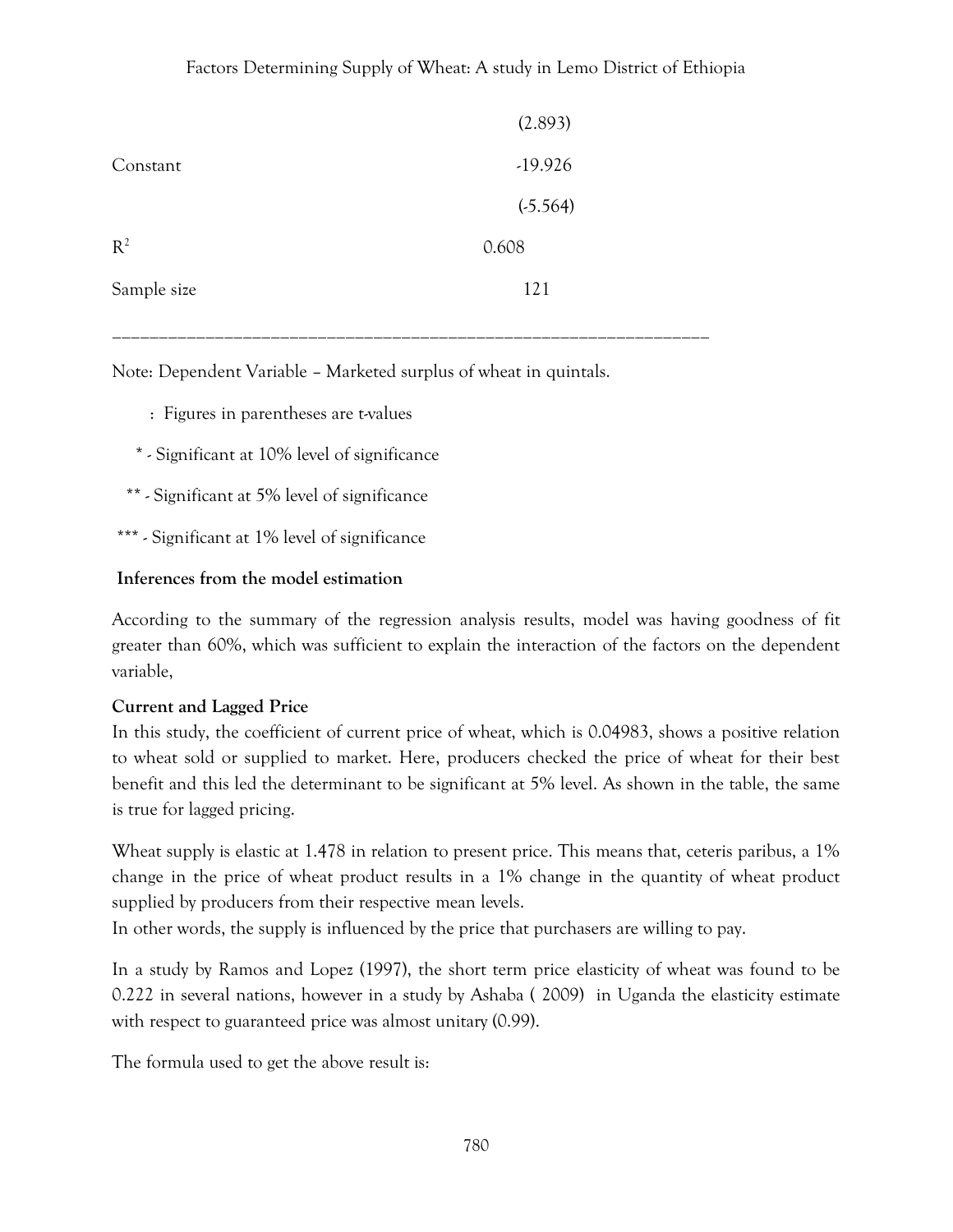| | |
|---|---|
| | (2.893) |
| Constant | -19.926 |
| | (-5.564) |
| $R^2$ | 0.608 |
| Sample size | 121 |

Note: Dependent Variable – Marketed surplus of wheat in quintals.

: Figures in parentheses are t-values

\* - Significant at 10% level of significance

\*\* - Significant at 5% level of significance

\*\*\* - Significant at 1% level of significance

**Inferences from the model estimation**

According to the summary of the regression analysis results, model was having goodness of fit greater than 60%, which was sufficient to explain the interaction of the factors on the dependent variable,

**Current and Lagged Price**

In this study, the coefficient of current price of wheat, which is 0.04983, shows a positive relation to wheat sold or supplied to market. Here, producers checked the price of wheat for their best benefit and this led the determinant to be significant at 5% level. As shown in the table, the same is true for lagged pricing.

Wheat supply is elastic at 1.478 in relation to present price. This means that, ceteris paribus, a 1% change in the price of wheat product results in a 1% change in the quantity of wheat product supplied by producers from their respective mean levels.

In other words, the supply is influenced by the price that purchasers are willing to pay.

In a study by Ramos and Lopez (1997), the short term price elasticity of wheat was found to be 0.222 in several nations, however in a study by Ashaba ( 2009) in Uganda the elasticity estimate with respect to guaranteed price was almost unitary (0.99).

The formula used to get the above result is: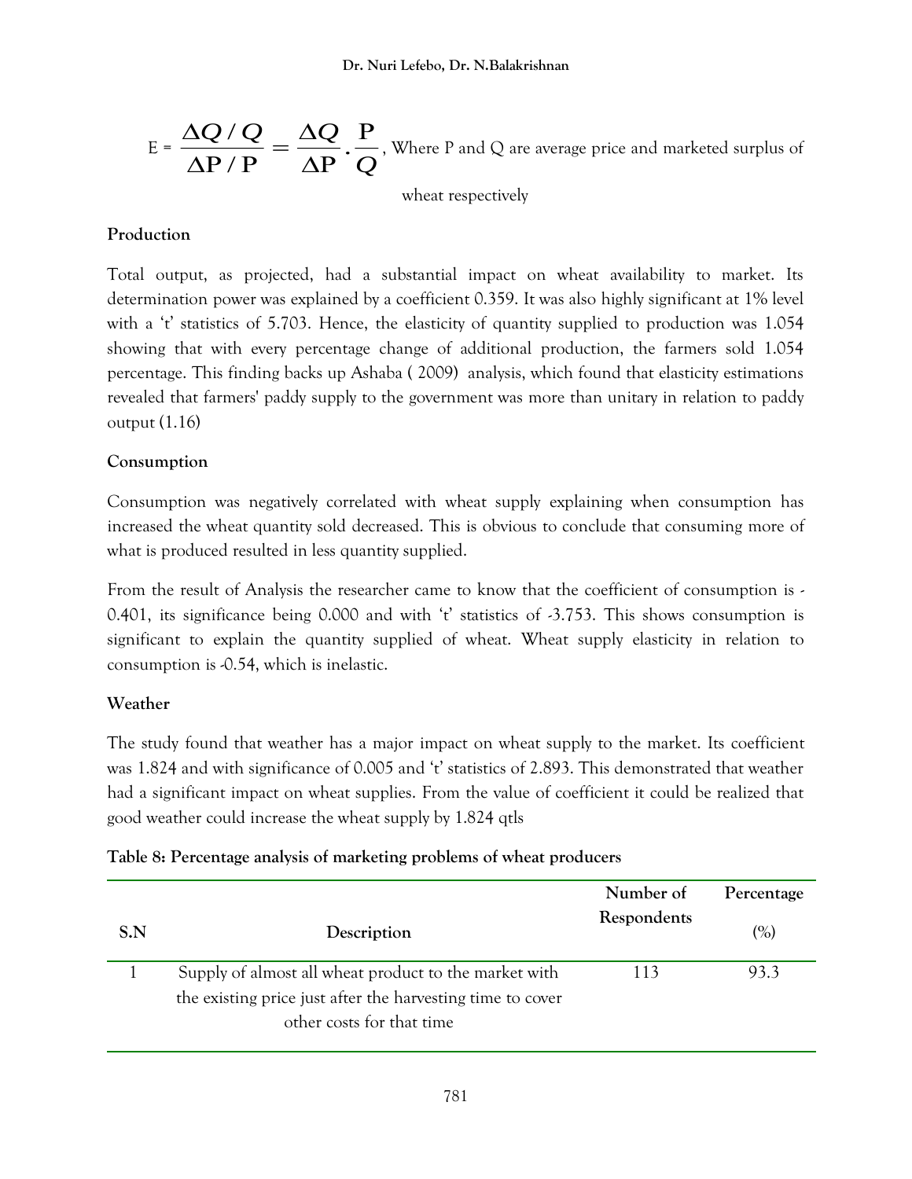$$E = \frac{\Delta Q / Q}{\Delta P / P} = \frac{\Delta Q}{\Delta P} \cdot \frac{P}{Q}$$, Where P and Q are average price and marketed surplus of wheat respectively

### Production

Total output, as projected, had a substantial impact on wheat availability to market. Its determination power was explained by a coefficient 0.359. It was also highly significant at 1% level with a 't' statistics of 5.703. Hence, the elasticity of quantity supplied to production was 1.054 showing that with every percentage change of additional production, the farmers sold 1.054 percentage. This finding backs up Ashaba ( 2009) analysis, which found that elasticity estimations revealed that farmers' paddy supply to the government was more than unitary in relation to paddy output (1.16)

### Consumption

Consumption was negatively correlated with wheat supply explaining when consumption has increased the wheat quantity sold decreased. This is obvious to conclude that consuming more of what is produced resulted in less quantity supplied.

From the result of Analysis the researcher came to know that the coefficient of consumption is -0.401, its significance being 0.000 and with 't' statistics of -3.753. This shows consumption is significant to explain the quantity supplied of wheat. Wheat supply elasticity in relation to consumption is -0.54, which is inelastic.

### Weather

The study found that weather has a major impact on wheat supply to the market. Its coefficient was 1.824 and with significance of 0.005 and 't' statistics of 2.893. This demonstrated that weather had a significant impact on wheat supplies. From the value of coefficient it could be realized that good weather could increase the wheat supply by 1.824 qtls

**Table 8: Percentage analysis of marketing problems of wheat producers**

| S.N | Description | Number of Respondents | Percentage (%) |
|---|---|---|---|
| 1 | Supply of almost all wheat product to the market with the existing price just after the harvesting time to cover other costs for that time | 113 | 93.3 |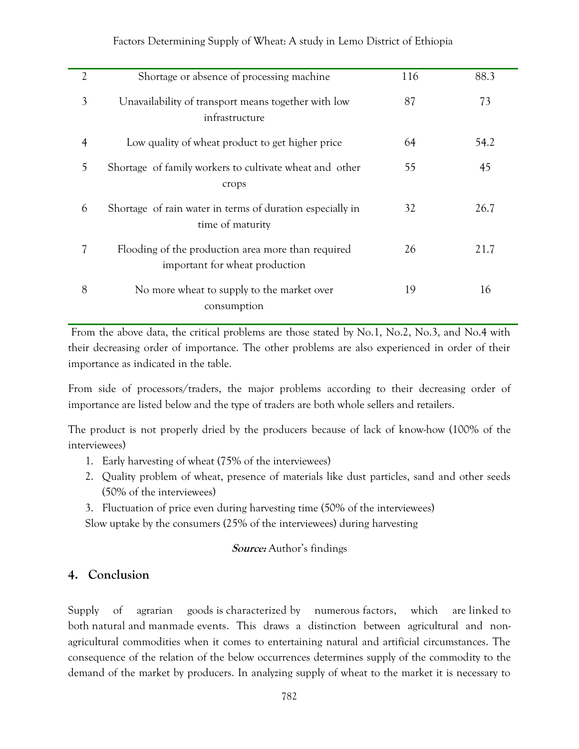| | | | |
|---|---|---|---|
| 2 | Shortage or absence of processing machine | 116 | 88.3 |
| 3 | Unavailability of transport means together with low infrastructure | 87 | 73 |
| 4 | Low quality of wheat product to get higher price | 64 | 54.2 |
| 5 | Shortage of family workers to cultivate wheat and other crops | 55 | 45 |
| 6 | Shortage of rain water in terms of duration especially in time of maturity | 32 | 26.7 |
| 7 | Flooding of the production area more than required important for wheat production | 26 | 21.7 |
| 8 | No more wheat to supply to the market over consumption | 19 | 16 |

From the above data, the critical problems are those stated by No.1, No.2, No.3, and No.4 with their decreasing order of importance. The other problems are also experienced in order of their importance as indicated in the table.

From side of processors/traders, the major problems according to their decreasing order of importance are listed below and the type of traders are both whole sellers and retailers.

The product is not properly dried by the producers because of lack of know-how (100% of the interviewees)

1. Early harvesting of wheat (75% of the interviewees)
2. Quality problem of wheat, presence of materials like dust particles, sand and other seeds (50% of the interviewees)
3. Fluctuation of price even during harvesting time (50% of the interviewees)

Slow uptake by the consumers (25% of the interviewees) during harvesting

***Source:*** Author's findings

## 4. Conclusion

Supply of agrarian goods is characterized by numerous factors, which are linked to both natural and manmade events. This draws a distinction between agricultural and non-agricultural commodities when it comes to entertaining natural and artificial circumstances. The consequence of the relation of the below occurrences determines supply of the commodity to the demand of the market by producers. In analyzing supply of wheat to the market it is necessary to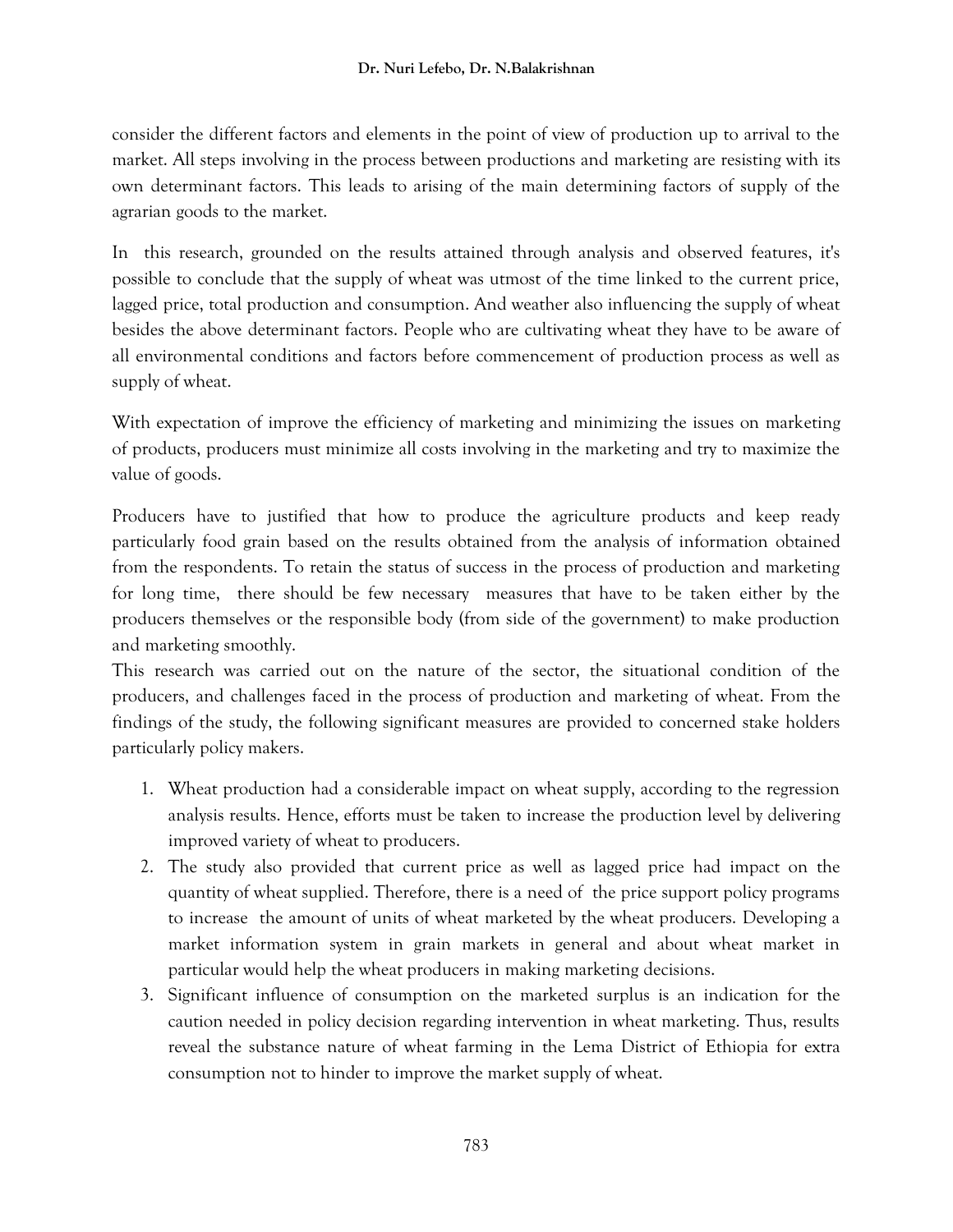consider the different factors and elements in the point of view of production up to arrival to the market. All steps involving in the process between productions and marketing are resisting with its own determinant factors. This leads to arising of the main determining factors of supply of the agrarian goods to the market.

In this research, grounded on the results attained through analysis and observed features, it's possible to conclude that the supply of wheat was utmost of the time linked to the current price, lagged price, total production and consumption. And weather also influencing the supply of wheat besides the above determinant factors. People who are cultivating wheat they have to be aware of all environmental conditions and factors before commencement of production process as well as supply of wheat.

With expectation of improve the efficiency of marketing and minimizing the issues on marketing of products, producers must minimize all costs involving in the marketing and try to maximize the value of goods.

Producers have to justified that how to produce the agriculture products and keep ready particularly food grain based on the results obtained from the analysis of information obtained from the respondents. To retain the status of success in the process of production and marketing for long time, there should be few necessary measures that have to be taken either by the producers themselves or the responsible body (from side of the government) to make production and marketing smoothly.

This research was carried out on the nature of the sector, the situational condition of the producers, and challenges faced in the process of production and marketing of wheat. From the findings of the study, the following significant measures are provided to concerned stake holders particularly policy makers.

1. Wheat production had a considerable impact on wheat supply, according to the regression analysis results. Hence, efforts must be taken to increase the production level by delivering improved variety of wheat to producers.
2. The study also provided that current price as well as lagged price had impact on the quantity of wheat supplied. Therefore, there is a need of the price support policy programs to increase the amount of units of wheat marketed by the wheat producers. Developing a market information system in grain markets in general and about wheat market in particular would help the wheat producers in making marketing decisions.
3. Significant influence of consumption on the marketed surplus is an indication for the caution needed in policy decision regarding intervention in wheat marketing. Thus, results reveal the substance nature of wheat farming in the Lema District of Ethiopia for extra consumption not to hinder to improve the market supply of wheat.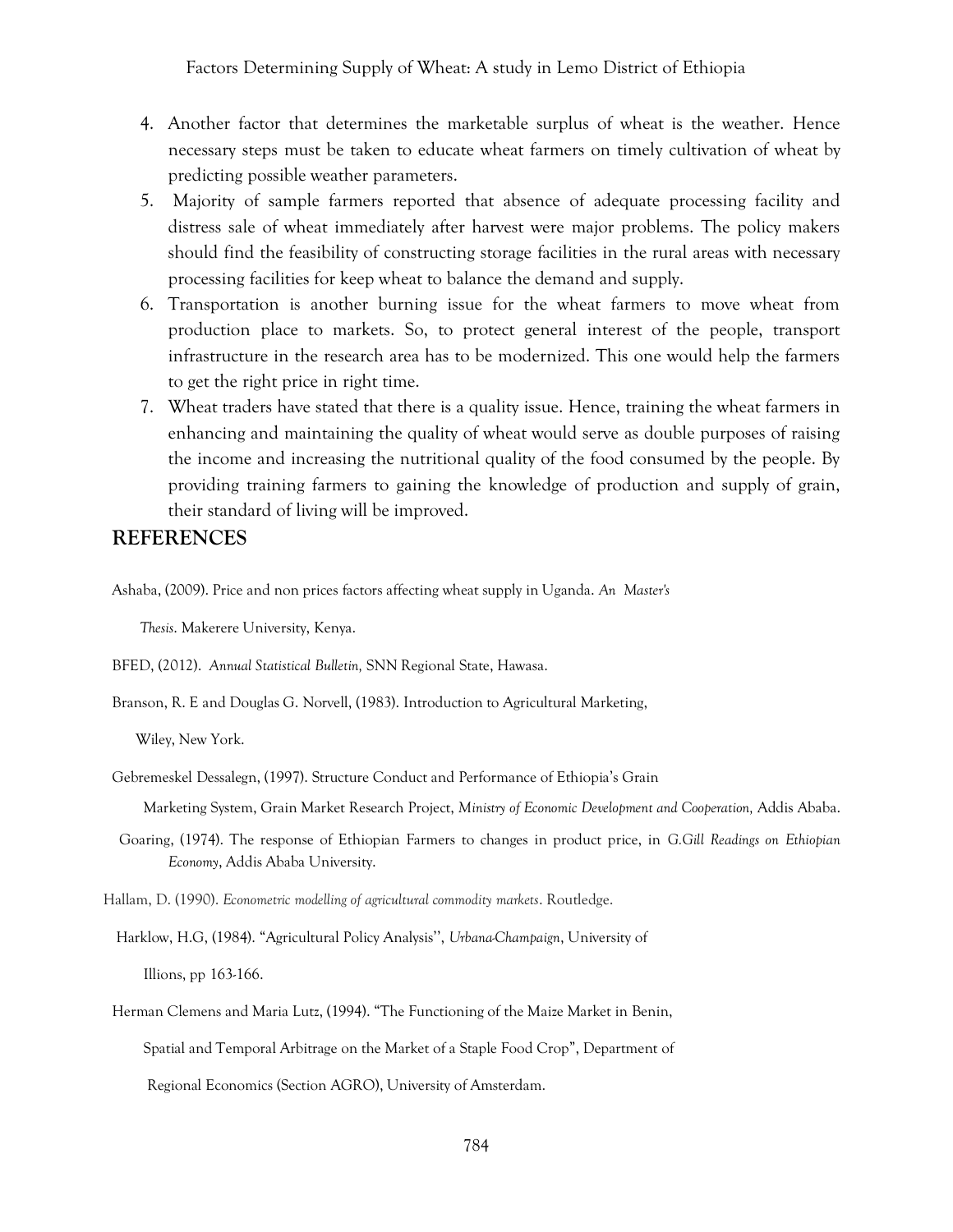4. Another factor that determines the marketable surplus of wheat is the weather. Hence necessary steps must be taken to educate wheat farmers on timely cultivation of wheat by predicting possible weather parameters.
5. Majority of sample farmers reported that absence of adequate processing facility and distress sale of wheat immediately after harvest were major problems. The policy makers should find the feasibility of constructing storage facilities in the rural areas with necessary processing facilities for keep wheat to balance the demand and supply.
6. Transportation is another burning issue for the wheat farmers to move wheat from production place to markets. So, to protect general interest of the people, transport infrastructure in the research area has to be modernized. This one would help the farmers to get the right price in right time.
7. Wheat traders have stated that there is a quality issue. Hence, training the wheat farmers in enhancing and maintaining the quality of wheat would serve as double purposes of raising the income and increasing the nutritional quality of the food consumed by the people. By providing training farmers to gaining the knowledge of production and supply of grain, their standard of living will be improved.

## REFERENCES

Ashaba, (2009). Price and non prices factors affecting wheat supply in Uganda. *An Master's Thesis*. Makerere University, Kenya.

BFED, (2012). *Annual Statistical Bulletin,* SNN Regional State, Hawasa.

Branson, R. E and Douglas G. Norvell, (1983). Introduction to Agricultural Marketing, Wiley, New York.

Gebremeskel Dessalegn, (1997). Structure Conduct and Performance of Ethiopia's Grain Marketing System, Grain Market Research Project, *Ministry of Economic Development and Cooperation,* Addis Ababa.

Goaring, (1974). The response of Ethiopian Farmers to changes in product price, in *G.Gill Readings on Ethiopian Economy*, Addis Ababa University.

Hallam, D. (1990). *Econometric modelling of agricultural commodity markets*. Routledge.

Harklow, H.G, (1984). "Agricultural Policy Analysis'', *Urbana-Champaign*, University of Illions, pp 163-166.

Herman Clemens and Maria Lutz, (1994). "The Functioning of the Maize Market in Benin, Spatial and Temporal Arbitrage on the Market of a Staple Food Crop", Department of Regional Economics (Section AGRO), University of Amsterdam.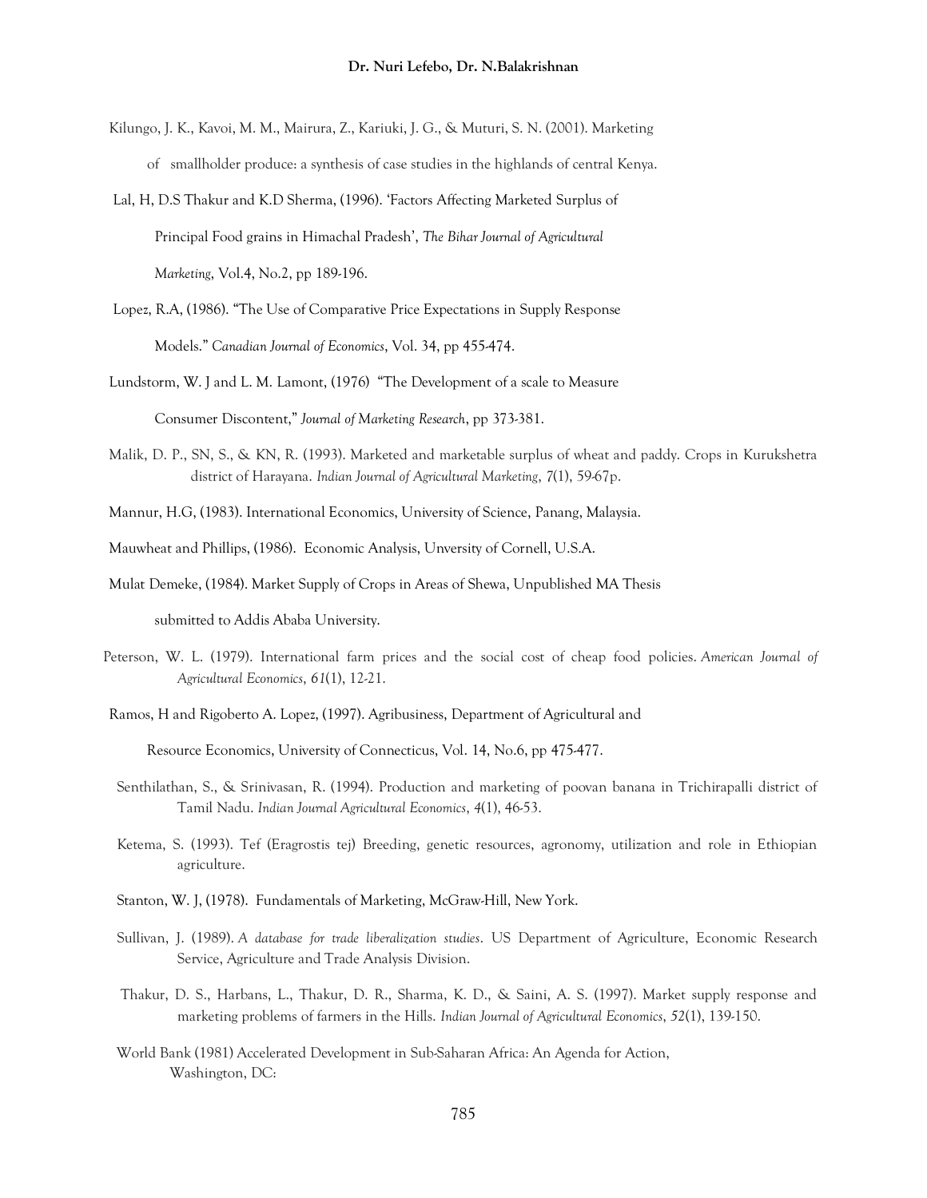Kilungo, J. K., Kavoi, M. M., Mairura, Z., Kariuki, J. G., & Muturi, S. N. (2001). Marketing of smallholder produce: a synthesis of case studies in the highlands of central Kenya.

Lal, H, D.S Thakur and K.D Sherma, (1996). 'Factors Affecting Marketed Surplus of Principal Food grains in Himachal Pradesh', *The Bihar Journal of Agricultural Marketing*, Vol.4, No.2, pp 189-196.

Lopez, R.A, (1986). "The Use of Comparative Price Expectations in Supply Response Models." *Canadian Journal of Economics*, Vol. 34, pp 455-474.

Lundstorm, W. J and L. M. Lamont, (1976) "The Development of a scale to Measure Consumer Discontent," *Journal of Marketing Research*, pp 373-381.

Malik, D. P., SN, S., & KN, R. (1993). Marketed and marketable surplus of wheat and paddy. Crops in Kurukshetra district of Harayana. *Indian Journal of Agricultural Marketing*, *7*(1), 59-67p.

Mannur, H.G, (1983). International Economics, University of Science, Panang, Malaysia.

Mauwheat and Phillips, (1986). Economic Analysis, Unversity of Cornell, U.S.A.

Mulat Demeke, (1984). Market Supply of Crops in Areas of Shewa, Unpublished MA Thesis submitted to Addis Ababa University.

Peterson, W. L. (1979). International farm prices and the social cost of cheap food policies. *American Journal of Agricultural Economics*, *61*(1), 12-21.

Ramos, H and Rigoberto A. Lopez, (1997). Agribusiness, Department of Agricultural and Resource Economics, University of Connecticus, Vol. 14, No.6, pp 475-477.

Senthilathan, S., & Srinivasan, R. (1994). Production and marketing of poovan banana in Trichirapalli district of Tamil Nadu. *Indian Journal Agricultural Economics*, *4*(1), 46-53.

Ketema, S. (1993). Tef (Eragrostis tej) Breeding, genetic resources, agronomy, utilization and role in Ethiopian agriculture.

Stanton, W. J, (1978). Fundamentals of Marketing, McGraw-Hill, New York.

Sullivan, J. (1989). *A database for trade liberalization studies*. US Department of Agriculture, Economic Research Service, Agriculture and Trade Analysis Division.

Thakur, D. S., Harbans, L., Thakur, D. R., Sharma, K. D., & Saini, A. S. (1997). Market supply response and marketing problems of farmers in the Hills. *Indian Journal of Agricultural Economics*, *52*(1), 139-150.

World Bank (1981) Accelerated Development in Sub-Saharan Africa: An Agenda for Action, Washington, DC: